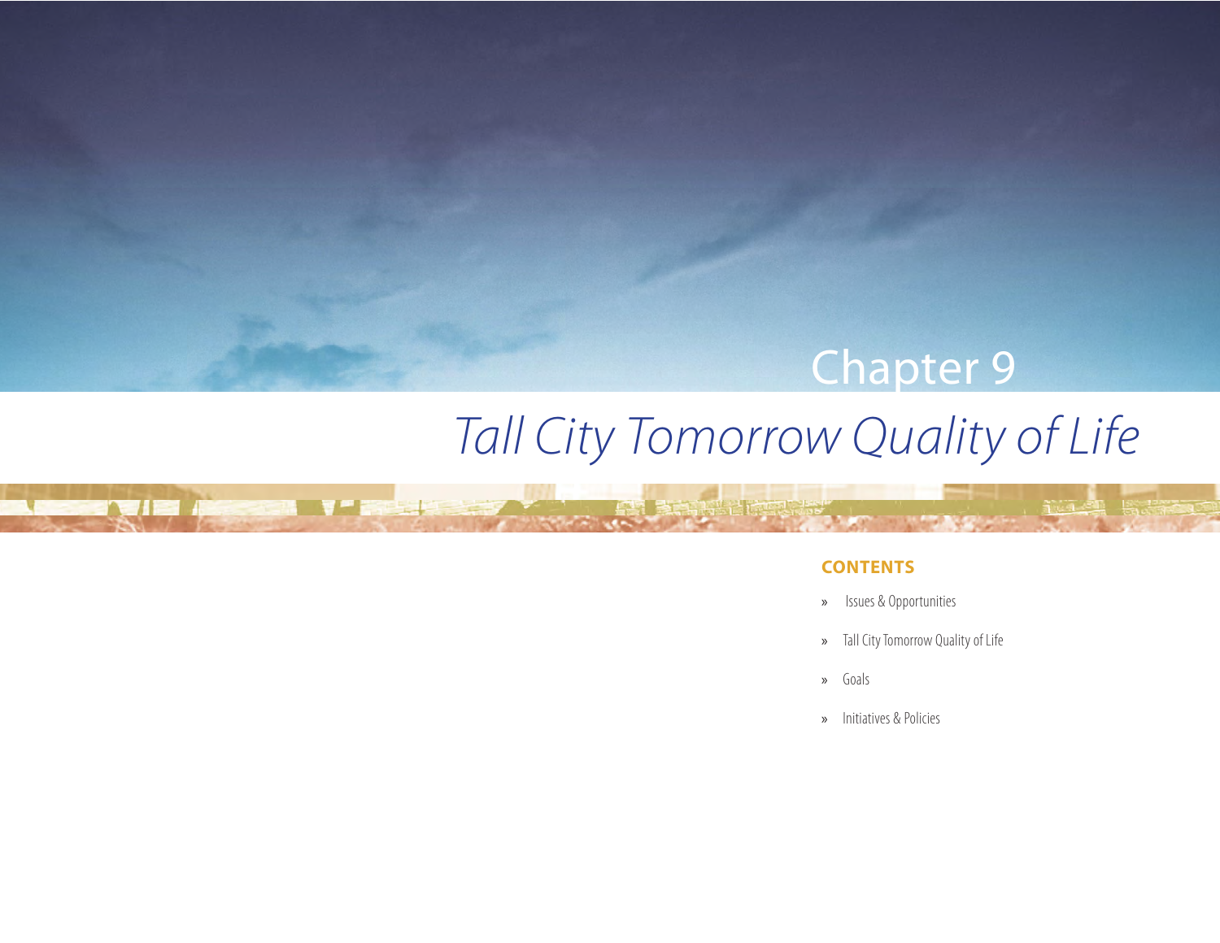# Chapter 9

## *Tall City Tomorrow Quality of Life*

**CONTENTS**

» Issues & Opportunities

» Tall City Tomorrow Quality of Life

» Goals

» Initiatives & Policies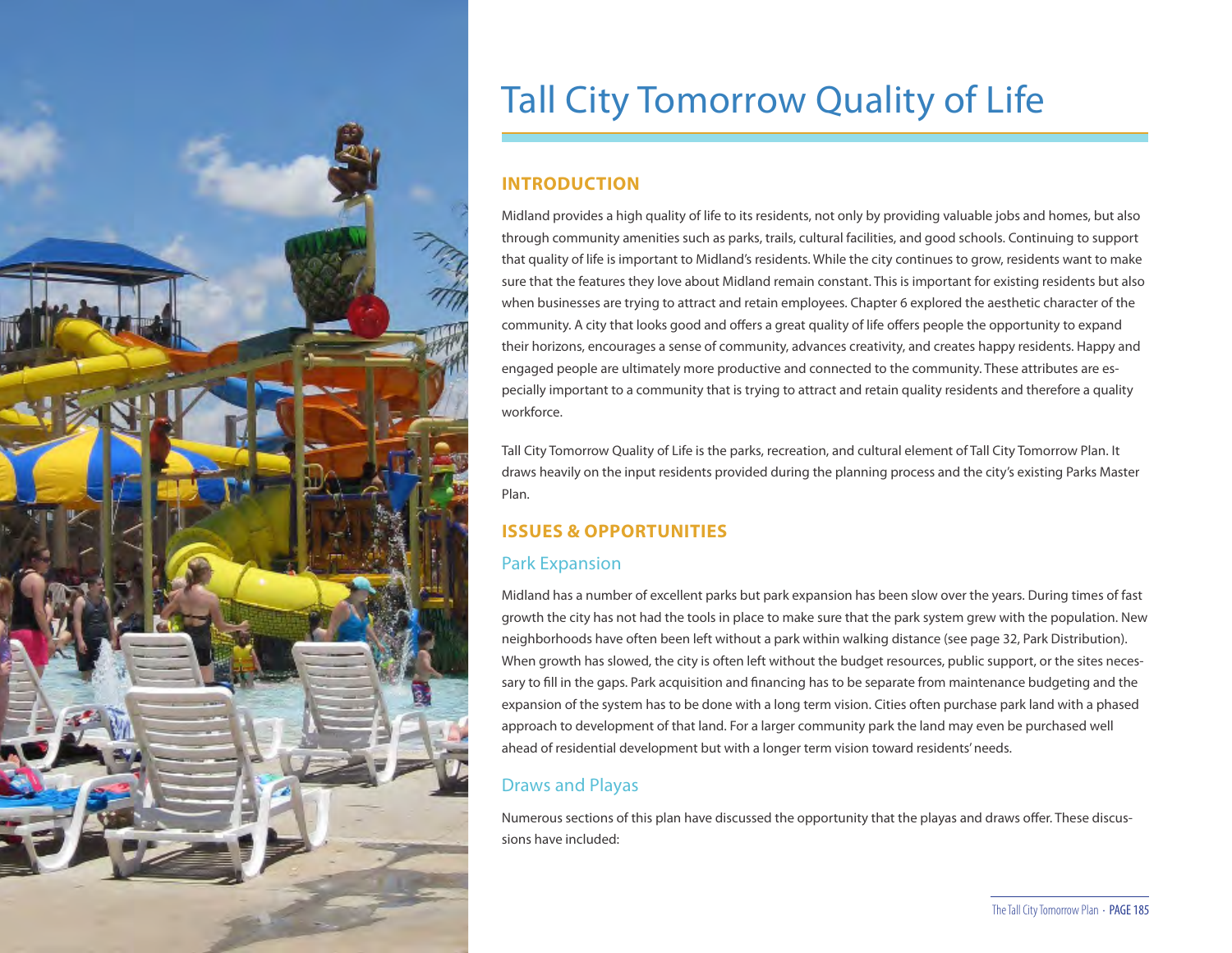# Tall City Tomorrow Quality of Life

## INTRODUCTION

Midland provides a high quality of life to its residents, not only by providing valuable jobs and homes, but also through community amenities such as parks, trails, cultural facilities, and good schools. Continuing to support that quality of life is important to Midland's residents. While the city continues to grow, residents want to make sure that the features they love about Midland remain constant. This is important for existing residents but also when businesses are trying to attract and retain employees. Chapter 6 explored the aesthetic character of the community. A city that looks good and offers a great quality of life offers people the opportunity to expand their horizons, encourages a sense of community, advances creativity, and creates happy residents. Happy and engaged people are ultimately more productive and connected to the community. These attributes are especially important to a community that is trying to attract and retain quality residents and therefore a quality workforce.

Tall City Tomorrow Quality of Life is the parks, recreation, and cultural element of Tall City Tomorrow Plan. It draws heavily on the input residents provided during the planning process and the city's existing Parks Master Plan.

## ISSUES & OPPORTUNITIES

### Park Expansion

Midland has a number of excellent parks but park expansion has been slow over the years. During times of fast growth the city has not had the tools in place to make sure that the park system grew with the population. New neighborhoods have often been left without a park within walking distance (see page 32, Park Distribution). When growth has slowed, the city is often left without the budget resources, public support, or the sites necessary to fill in the gaps. Park acquisition and financing has to be separate from maintenance budgeting and the expansion of the system has to be done with a long term vision. Cities often purchase park land with a phased approach to development of that land. For a larger community park the land may even be purchased well ahead of residential development but with a longer term vision toward residents' needs.

### Draws and Playas

Numerous sections of this plan have discussed the opportunity that the playas and draws offer. These discussions have included: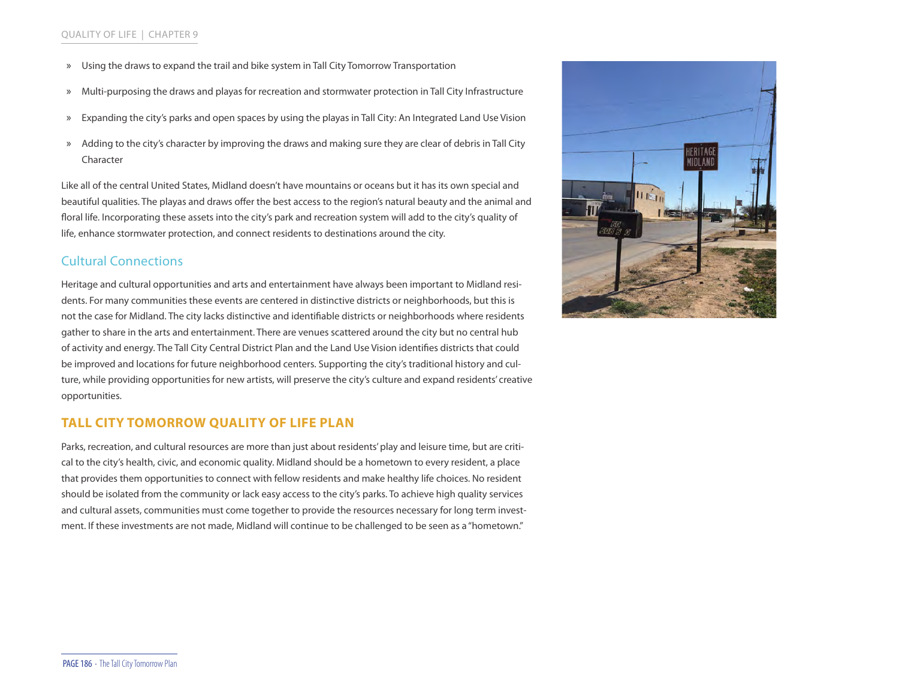- Using the draws to expand the trail and bike system in Tall City Tomorrow Transportation
- Multi-purposing the draws and playas for recreation and stormwater protection in Tall City Infrastructure
- Expanding the city's parks and open spaces by using the playas in Tall City: An Integrated Land Use Vision
- Adding to the city's character by improving the draws and making sure they are clear of debris in Tall City Character

Like all of the central United States, Midland doesn't have mountains or oceans but it has its own special and beautiful qualities. The playas and draws offer the best access to the region's natural beauty and the animal and floral life. Incorporating these assets into the city's park and recreation system will add to the city's quality of life, enhance stormwater protection, and connect residents to destinations around the city.

### Cultural Connections

Heritage and cultural opportunities and arts and entertainment have always been important to Midland residents. For many communities these events are centered in distinctive districts or neighborhoods, but this is not the case for Midland. The city lacks distinctive and identifiable districts or neighborhoods where residents gather to share in the arts and entertainment. There are venues scattered around the city but no central hub of activity and energy. The Tall City Central District Plan and the Land Use Vision identifies districts that could be improved and locations for future neighborhood centers. Supporting the city's traditional history and culture, while providing opportunities for new artists, will preserve the city's culture and expand residents' creative opportunities.

## TALL CITY TOMORROW QUALITY OF LIFE PLAN

Parks, recreation, and cultural resources are more than just about residents' play and leisure time, but are critical to the city's health, civic, and economic quality. Midland should be a hometown to every resident, a place that provides them opportunities to connect with fellow residents and make healthy life choices. No resident should be isolated from the community or lack easy access to the city's parks. To achieve high quality services and cultural assets, communities must come together to provide the resources necessary for long term investment. If these investments are not made, Midland will continue to be challenged to be seen as a "hometown."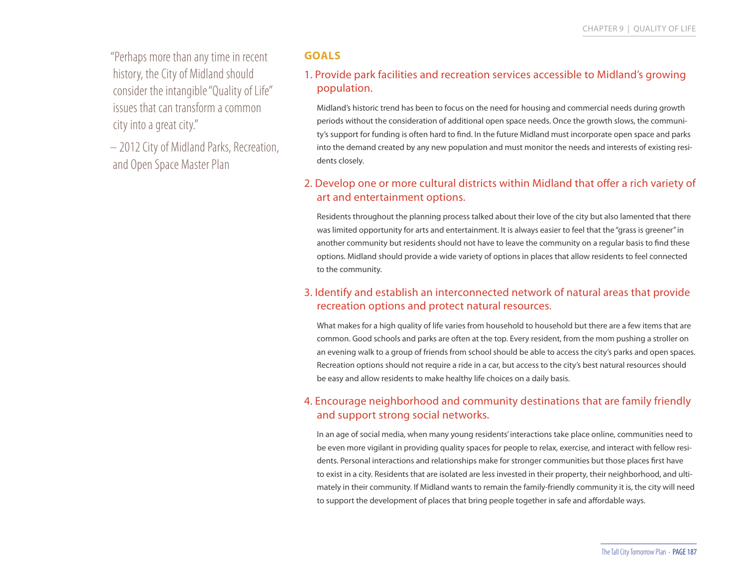> "Perhaps more than any time in recent history, the City of Midland should consider the intangible "Quality of Life" issues that can transform a common city into a great city."
>
> – 2012 City of Midland Parks, Recreation, and Open Space Master Plan

## GOALS

### 1. Provide park facilities and recreation services accessible to Midland's growing population.

Midland's historic trend has been to focus on the need for housing and commercial needs during growth periods without the consideration of additional open space needs. Once the growth slows, the community's support for funding is often hard to find. In the future Midland must incorporate open space and parks into the demand created by any new population and must monitor the needs and interests of existing residents closely.

### 2. Develop one or more cultural districts within Midland that offer a rich variety of art and entertainment options.

Residents throughout the planning process talked about their love of the city but also lamented that there was limited opportunity for arts and entertainment. It is always easier to feel that the "grass is greener" in another community but residents should not have to leave the community on a regular basis to find these options. Midland should provide a wide variety of options in places that allow residents to feel connected to the community.

### 3. Identify and establish an interconnected network of natural areas that provide recreation options and protect natural resources.

What makes for a high quality of life varies from household to household but there are a few items that are common. Good schools and parks are often at the top. Every resident, from the mom pushing a stroller on an evening walk to a group of friends from school should be able to access the city's parks and open spaces. Recreation options should not require a ride in a car, but access to the city's best natural resources should be easy and allow residents to make healthy life choices on a daily basis.

### 4. Encourage neighborhood and community destinations that are family friendly and support strong social networks.

In an age of social media, when many young residents' interactions take place online, communities need to be even more vigilant in providing quality spaces for people to relax, exercise, and interact with fellow residents. Personal interactions and relationships make for stronger communities but those places first have to exist in a city. Residents that are isolated are less invested in their property, their neighborhood, and ultimately in their community. If Midland wants to remain the family-friendly community it is, the city will need to support the development of places that bring people together in safe and affordable ways.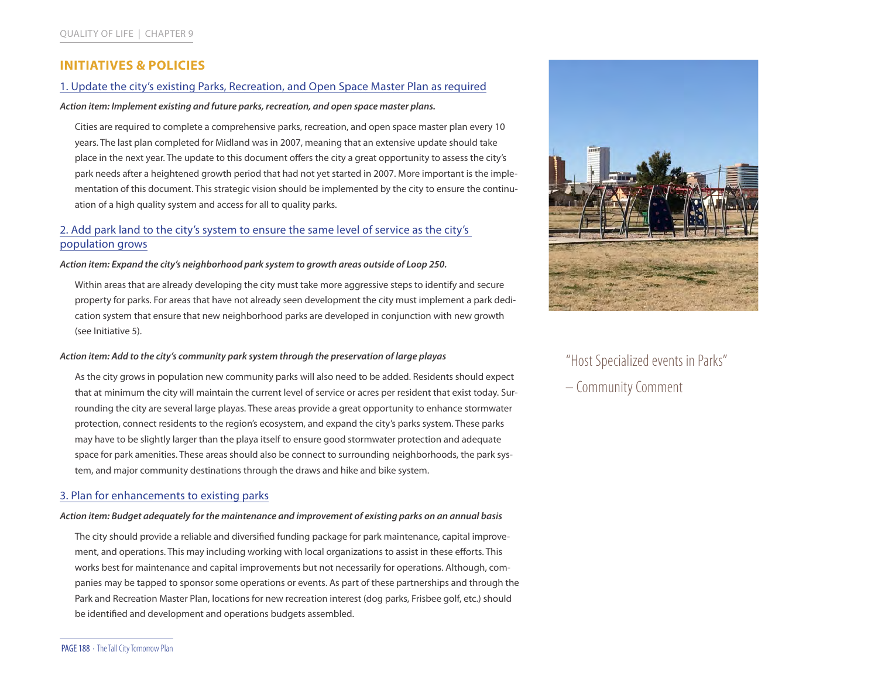## INITIATIVES & POLICIES

### 1. Update the city's existing Parks, Recreation, and Open Space Master Plan as required

***Action item: Implement existing and future parks, recreation, and open space master plans.***

Cities are required to complete a comprehensive parks, recreation, and open space master plan every 10 years. The last plan completed for Midland was in 2007, meaning that an extensive update should take place in the next year. The update to this document offers the city a great opportunity to assess the city's park needs after a heightened growth period that had not yet started in 2007. More important is the implementation of this document. This strategic vision should be implemented by the city to ensure the continuation of a high quality system and access for all to quality parks.

### 2. Add park land to the city's system to ensure the same level of service as the city's population grows

***Action item: Expand the city's neighborhood park system to growth areas outside of Loop 250.***

Within areas that are already developing the city must take more aggressive steps to identify and secure property for parks. For areas that have not already seen development the city must implement a park dedication system that ensure that new neighborhood parks are developed in conjunction with new growth (see Initiative 5).

***Action item: Add to the city's community park system through the preservation of large playas***

As the city grows in population new community parks will also need to be added. Residents should expect that at minimum the city will maintain the current level of service or acres per resident that exist today. Surrounding the city are several large playas. These areas provide a great opportunity to enhance stormwater protection, connect residents to the region's ecosystem, and expand the city's parks system. These parks may have to be slightly larger than the playa itself to ensure good stormwater protection and adequate space for park amenities. These areas should also be connect to surrounding neighborhoods, the park system, and major community destinations through the draws and hike and bike system.

### 3. Plan for enhancements to existing parks

***Action item: Budget adequately for the maintenance and improvement of existing parks on an annual basis***

The city should provide a reliable and diversified funding package for park maintenance, capital improvement, and operations. This may including working with local organizations to assist in these efforts. This works best for maintenance and capital improvements but not necessarily for operations. Although, companies may be tapped to sponsor some operations or events. As part of these partnerships and through the Park and Recreation Master Plan, locations for new recreation interest (dog parks, Frisbee golf, etc.) should be identified and development and operations budgets assembled.

"Host Specialized events in Parks"

– Community Comment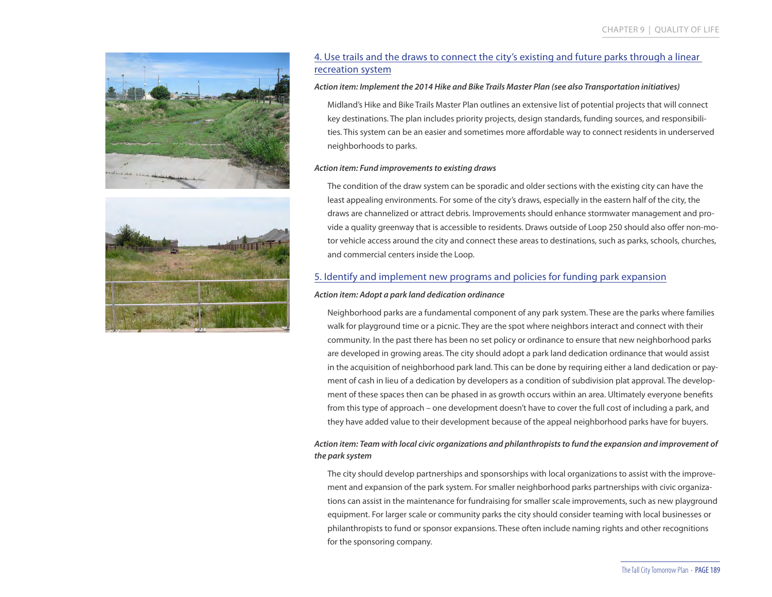## 4. Use trails and the draws to connect the city's existing and future parks through a linear recreation system

***Action item: Implement the 2014 Hike and Bike Trails Master Plan (see also Transportation initiatives)***

Midland's Hike and Bike Trails Master Plan outlines an extensive list of potential projects that will connect key destinations. The plan includes priority projects, design standards, funding sources, and responsibilities. This system can be an easier and sometimes more affordable way to connect residents in underserved neighborhoods to parks.

***Action item: Fund improvements to existing draws***

The condition of the draw system can be sporadic and older sections with the existing city can have the least appealing environments. For some of the city's draws, especially in the eastern half of the city, the draws are channelized or attract debris. Improvements should enhance stormwater management and provide a quality greenway that is accessible to residents. Draws outside of Loop 250 should also offer non-motor vehicle access around the city and connect these areas to destinations, such as parks, schools, churches, and commercial centers inside the Loop.

## 5. Identify and implement new programs and policies for funding park expansion

***Action item: Adopt a park land dedication ordinance***

Neighborhood parks are a fundamental component of any park system. These are the parks where families walk for playground time or a picnic. They are the spot where neighbors interact and connect with their community. In the past there has been no set policy or ordinance to ensure that new neighborhood parks are developed in growing areas. The city should adopt a park land dedication ordinance that would assist in the acquisition of neighborhood park land. This can be done by requiring either a land dedication or payment of cash in lieu of a dedication by developers as a condition of subdivision plat approval. The development of these spaces then can be phased in as growth occurs within an area. Ultimately everyone benefits from this type of approach – one development doesn't have to cover the full cost of including a park, and they have added value to their development because of the appeal neighborhood parks have for buyers.

***Action item: Team with local civic organizations and philanthropists to fund the expansion and improvement of the park system***

The city should develop partnerships and sponsorships with local organizations to assist with the improvement and expansion of the park system. For smaller neighborhood parks partnerships with civic organizations can assist in the maintenance for fundraising for smaller scale improvements, such as new playground equipment. For larger scale or community parks the city should consider teaming with local businesses or philanthropists to fund or sponsor expansions. These often include naming rights and other recognitions for the sponsoring company.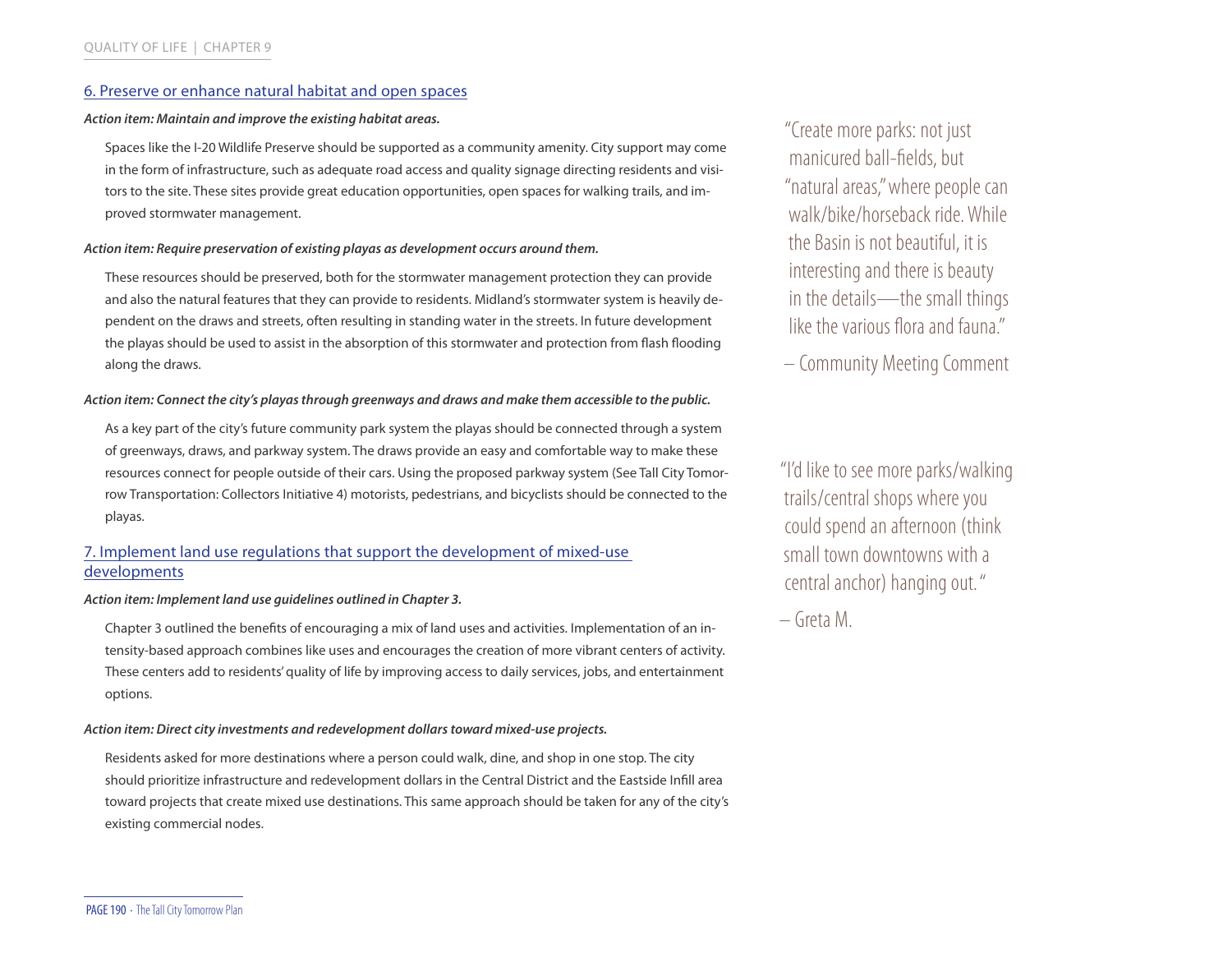## 6. Preserve or enhance natural habitat and open spaces

***Action item: Maintain and improve the existing habitat areas.***

Spaces like the I-20 Wildlife Preserve should be supported as a community amenity. City support may come in the form of infrastructure, such as adequate road access and quality signage directing residents and visitors to the site. These sites provide great education opportunities, open spaces for walking trails, and improved stormwater management.

***Action item: Require preservation of existing playas as development occurs around them.***

These resources should be preserved, both for the stormwater management protection they can provide and also the natural features that they can provide to residents. Midland's stormwater system is heavily dependent on the draws and streets, often resulting in standing water in the streets. In future development the playas should be used to assist in the absorption of this stormwater and protection from flash flooding along the draws.

***Action item: Connect the city's playas through greenways and draws and make them accessible to the public.***

As a key part of the city's future community park system the playas should be connected through a system of greenways, draws, and parkway system. The draws provide an easy and comfortable way to make these resources connect for people outside of their cars. Using the proposed parkway system (See Tall City Tomorrow Transportation: Collectors Initiative 4) motorists, pedestrians, and bicyclists should be connected to the playas.

## 7. Implement land use regulations that support the development of mixed-use developments

***Action item: Implement land use guidelines outlined in Chapter 3.***

Chapter 3 outlined the benefits of encouraging a mix of land uses and activities. Implementation of an intensity-based approach combines like uses and encourages the creation of more vibrant centers of activity. These centers add to residents' quality of life by improving access to daily services, jobs, and entertainment options.

***Action item: Direct city investments and redevelopment dollars toward mixed-use projects.***

Residents asked for more destinations where a person could walk, dine, and shop in one stop. The city should prioritize infrastructure and redevelopment dollars in the Central District and the Eastside Infill area toward projects that create mixed use destinations. This same approach should be taken for any of the city's existing commercial nodes.

> "Create more parks: not just manicured ball-fields, but "natural areas," where people can walk/bike/horseback ride. While the Basin is not beautiful, it is interesting and there is beauty in the details—the small things like the various flora and fauna."
>
> – Community Meeting Comment

> "I'd like to see more parks/walking trails/central shops where you could spend an afternoon (think small town downtowns with a central anchor) hanging out."
>
> – Greta M.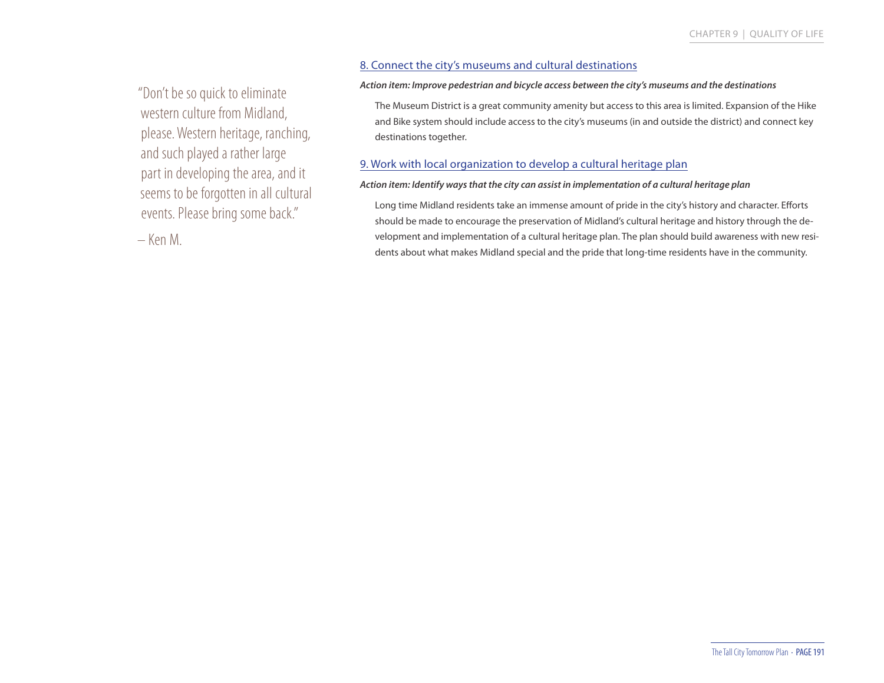"Don't be so quick to eliminate western culture from Midland, please. Western heritage, ranching, and such played a rather large part in developing the area, and it seems to be forgotten in all cultural events. Please bring some back."

– Ken M.

## 8. Connect the city's museums and cultural destinations

***Action item: Improve pedestrian and bicycle access between the city's museums and the destinations***

The Museum District is a great community amenity but access to this area is limited. Expansion of the Hike and Bike system should include access to the city's museums (in and outside the district) and connect key destinations together.

## 9. Work with local organization to develop a cultural heritage plan

***Action item: Identify ways that the city can assist in implementation of a cultural heritage plan***

Long time Midland residents take an immense amount of pride in the city's history and character. Efforts should be made to encourage the preservation of Midland's cultural heritage and history through the development and implementation of a cultural heritage plan. The plan should build awareness with new residents about what makes Midland special and the pride that long-time residents have in the community.